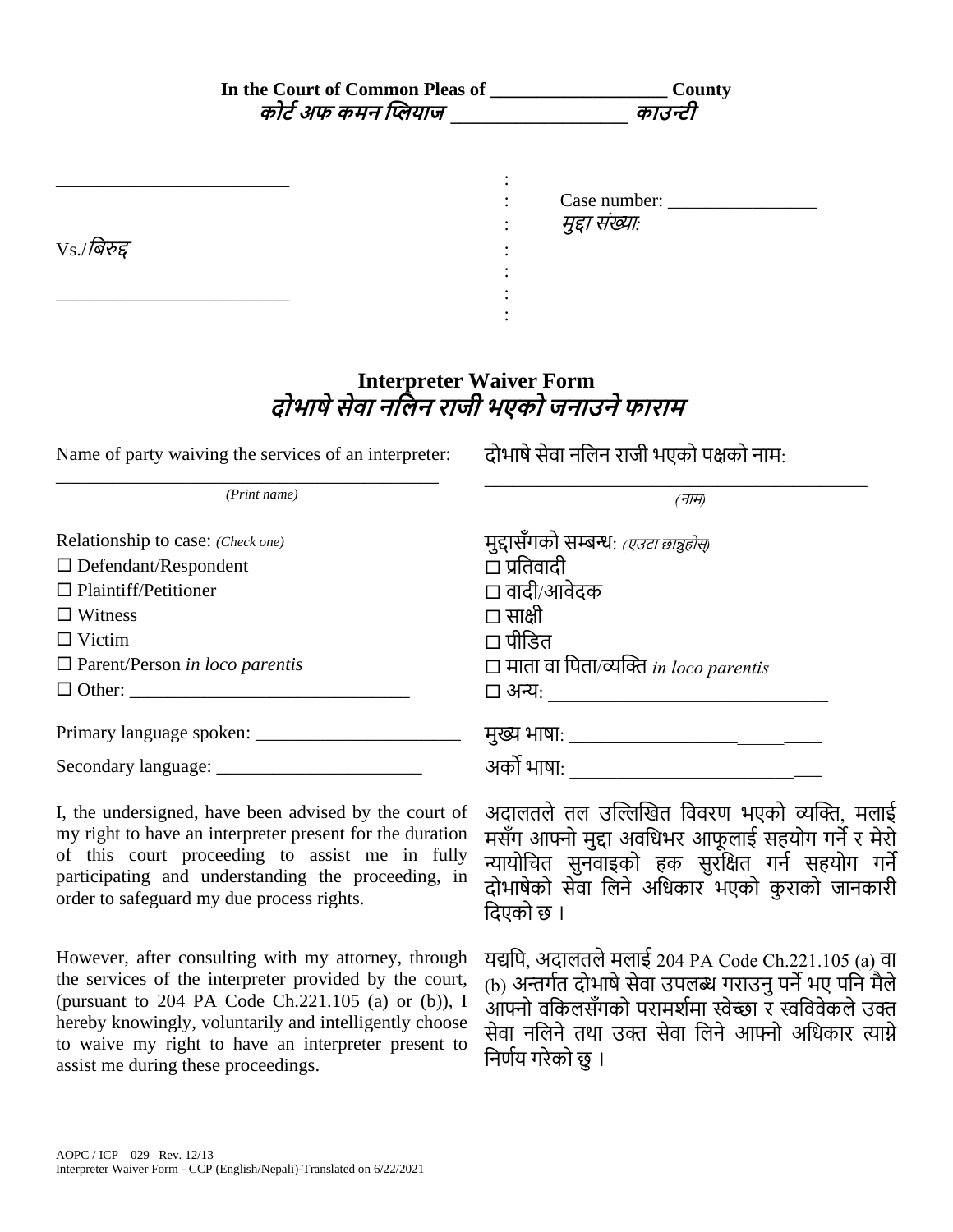**In the Court of Common Pleas of \_\_\_\_\_\_\_\_\_\_\_\_\_\_\_\_\_\_\_ County**
***कोर्ट अफ कमन प्लियाज \_\_\_\_\_\_\_\_\_\_\_\_\_\_\_\_\_\_ काउन्टी***

\_\_\_\_\_\_\_\_\_\_\_\_\_\_\_\_\_\_\_\_\_\_\_\_\_\_ : Case number: \_\_\_\_\_\_\_\_\_\_\_\_\_\_\_\_
*मुद्दा संख्या:*

Vs./*बिरुद्द*

\_\_\_\_\_\_\_\_\_\_\_\_\_\_\_\_\_\_\_\_\_\_\_\_\_\_

## Interpreter Waiver Form
## *दोभाषे सेवा नलिन राजी भएको जनाउने फाराम*

Name of party waiving the services of an interpreter:

\_\_\_\_\_\_\_\_\_\_\_\_\_\_\_\_\_\_\_\_\_\_\_\_\_\_\_\_\_\_\_\_\_\_\_\_\_\_\_\_\_\_\_
*(Print name)*

दोभाषे सेवा नलिन राजी भएको पक्षको नाम:

\_\_\_\_\_\_\_\_\_\_\_\_\_\_\_\_\_\_\_\_\_\_\_\_\_\_\_\_\_\_\_\_\_\_\_\_\_\_\_\_\_\_\_
*(नाम)*

Relationship to case: *(Check one)*
☐ Defendant/Respondent
☐ Plaintiff/Petitioner
☐ Witness
☐ Victim
☐ Parent/Person *in loco parentis*
☐ Other: \_\_\_\_\_\_\_\_\_\_\_\_\_\_\_\_\_\_\_\_\_\_\_\_\_\_\_\_\_\_

मुद्दासँगको सम्बन्ध: *(एउटा छान्नुहोस्)*
☐ प्रतिवादी
☐ वादी/आवेदक
☐ साक्षी
☐ पीडित
☐ माता वा पिता/व्यक्ति *in loco parentis*
☐ अन्य: \_\_\_\_\_\_\_\_\_\_\_\_\_\_\_\_\_\_\_\_\_\_\_\_\_\_\_\_\_\_

Primary language spoken: \_\_\_\_\_\_\_\_\_\_\_\_\_\_\_\_\_\_\_\_\_\_

Secondary language: \_\_\_\_\_\_\_\_\_\_\_\_\_\_\_\_\_\_\_\_\_\_

मुख्य भाषा: \_\_\_\_\_\_\_\_\_\_\_\_\_\_\_\_\_\_\_\_\_\_\_\_\_\_

अर्को भाषा: \_\_\_\_\_\_\_\_\_\_\_\_\_\_\_\_\_\_\_\_\_\_\_\_\_\_

I, the undersigned, have been advised by the court of my right to have an interpreter present for the duration of this court proceeding to assist me in fully participating and understanding the proceeding, in order to safeguard my due process rights.

अदालतले तल उल्लिखित विवरण भएको व्यक्ति, मलाई मसँग आफ्नो मुद्दा अवधिभर आफूलाई सहयोग गर्ने र मेरो न्यायोचित सुनवाइको हक सुरक्षित गर्न सहयोग गर्ने दोभाषेको सेवा लिने अधिकार भएको कुराको जानकारी दिएको छ ।

However, after consulting with my attorney, through the services of the interpreter provided by the court, (pursuant to 204 PA Code Ch.221.105 (a) or (b)), I hereby knowingly, voluntarily and intelligently choose to waive my right to have an interpreter present to assist me during these proceedings.

यद्यपि, अदालतले मलाई 204 PA Code Ch.221.105 (a) वा (b) अन्तर्गत दोभाषे सेवा उपलब्ध गराउनु पर्ने भए पनि मैले आफ्नो वकिलसँगको परामर्शमा स्वेच्छा र स्वविवेकले उक्त सेवा नलिने तथा उक्त सेवा लिने आफ्नो अधिकार त्याग्ने निर्णय गरेको छु ।

AOPC / ICP – 029 Rev. 12/13
Interpreter Waiver Form - CCP (English/Nepali)-Translated on 6/22/2021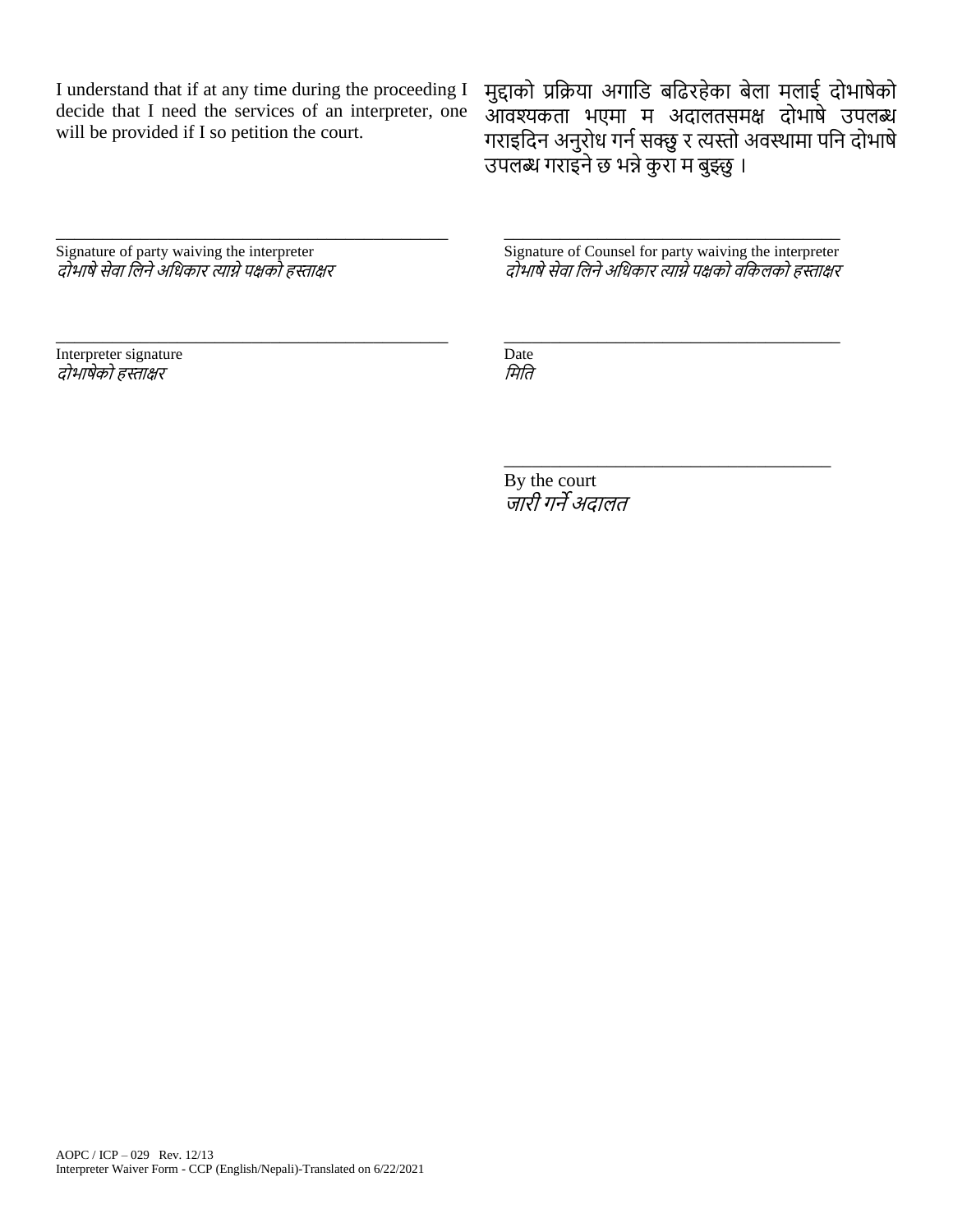I understand that if at any time during the proceeding I decide that I need the services of an interpreter, one will be provided if I so petition the court.

मुद्दाको प्रक्रिया अगाडि बढिरहेका बेला मलाई दोभाषेको आवश्यकता भएमा म अदालतसमक्ष दोभाषे उपलब्ध गराइदिन अनुरोध गर्न सक्छु र त्यस्तो अवस्थामा पनि दोभाषे उपलब्ध गराइने छ भन्ने कुरा म बुझ्छु ।

\_\_\_\_\_\_\_\_\_\_\_\_\_\_\_\_\_\_\_\_\_\_\_\_\_\_\_\_\_\_\_\_\_\_\_\_\_\_\_\_
Signature of party waiving the interpreter
*दोभाषे सेवा लिने अधिकार त्याग्ने पक्षको हस्ताक्षर*

\_\_\_\_\_\_\_\_\_\_\_\_\_\_\_\_\_\_\_\_\_\_\_\_\_\_\_\_\_\_\_\_\_\_\_\_\_\_\_\_
Signature of Counsel for party waiving the interpreter
*दोभाषे सेवा लिने अधिकार त्याग्ने पक्षको वकिलको हस्ताक्षर*

\_\_\_\_\_\_\_\_\_\_\_\_\_\_\_\_\_\_\_\_\_\_\_\_\_\_\_\_\_\_\_\_\_\_\_\_\_\_\_\_
Interpreter signature
*दोभाषेको हस्ताक्षर*

\_\_\_\_\_\_\_\_\_\_\_\_\_\_\_\_\_\_\_\_\_\_\_\_\_\_\_\_\_\_\_\_\_\_\_\_\_\_\_\_
Date
*मिति*

\_\_\_\_\_\_\_\_\_\_\_\_\_\_\_\_\_\_\_\_\_\_\_\_\_\_\_\_\_\_\_\_\_\_\_\_\_\_\_\_
By the court
*जारी गर्ने अदालत*

AOPC / ICP – 029 Rev. 12/13
Interpreter Waiver Form - CCP (English/Nepali)-Translated on 6/22/2021